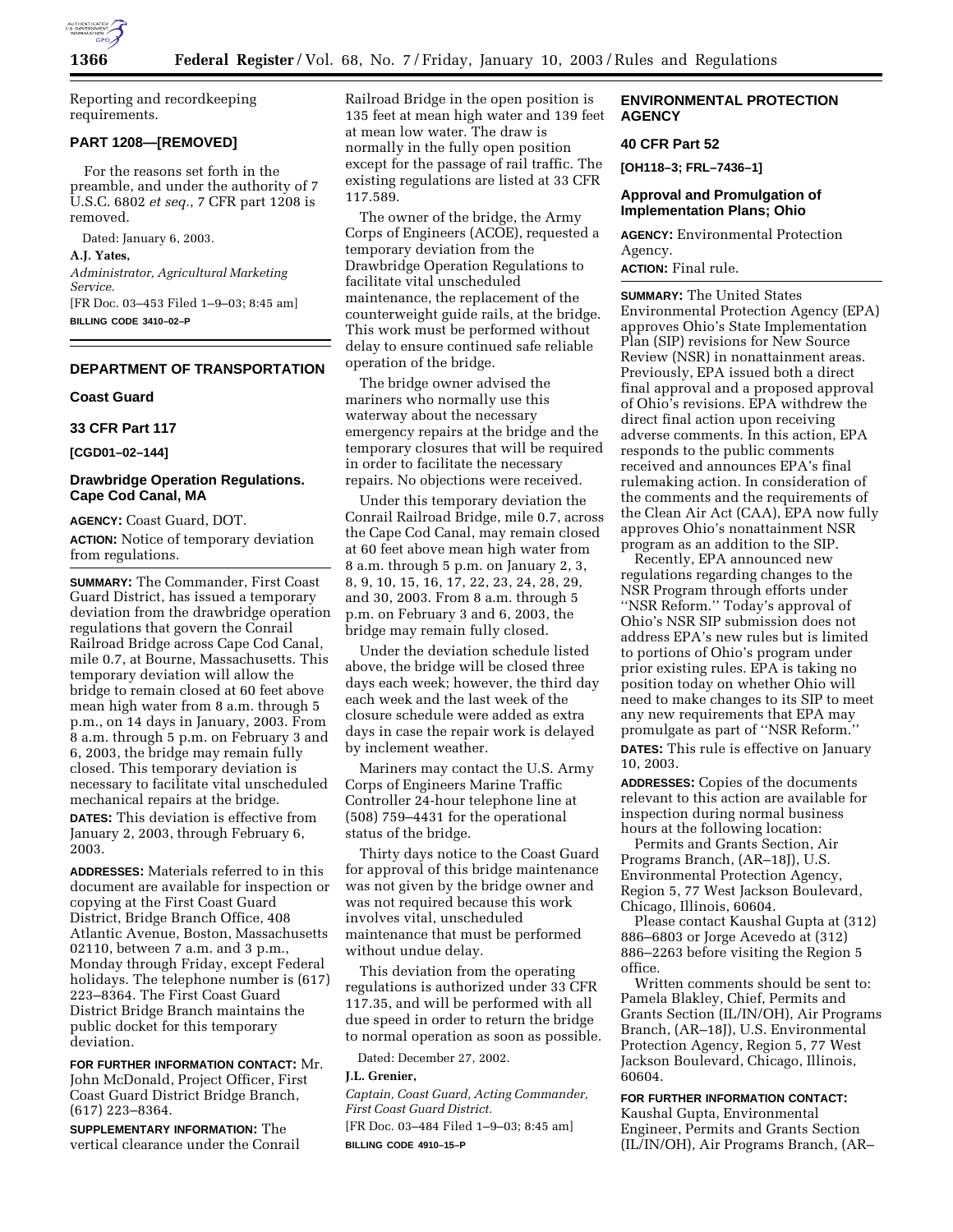Reporting and recordkeeping requirements.

## PART 1208—[REMOVED]

For the reasons set forth in the preamble, and under the authority of 7 U.S.C. 6802 *et seq.*, 7 CFR part 1208 is removed.

Dated: January 6, 2003.

**A.J. Yates,**

*Administrator, Agricultural Marketing Service.*

[FR Doc. 03–453 Filed 1–9–03; 8:45 am]

**BILLING CODE 3410–02–P**

---

## DEPARTMENT OF TRANSPORTATION

### Coast Guard

### 33 CFR Part 117

**[CGD01–02–144]**

### Drawbridge Operation Regulations. Cape Cod Canal, MA

**AGENCY:** Coast Guard, DOT.

**ACTION:** Notice of temporary deviation from regulations.

**SUMMARY:** The Commander, First Coast Guard District, has issued a temporary deviation from the drawbridge operation regulations that govern the Conrail Railroad Bridge across Cape Cod Canal, mile 0.7, at Bourne, Massachusetts. This temporary deviation will allow the bridge to remain closed at 60 feet above mean high water from 8 a.m. through 5 p.m., on 14 days in January, 2003. From 8 a.m. through 5 p.m. on February 3 and 6, 2003, the bridge may remain fully closed. This temporary deviation is necessary to facilitate vital unscheduled mechanical repairs at the bridge.

**DATES:** This deviation is effective from January 2, 2003, through February 6, 2003.

**ADDRESSES:** Materials referred to in this document are available for inspection or copying at the First Coast Guard District, Bridge Branch Office, 408 Atlantic Avenue, Boston, Massachusetts 02110, between 7 a.m. and 3 p.m., Monday through Friday, except Federal holidays. The telephone number is (617) 223–8364. The First Coast Guard District Bridge Branch maintains the public docket for this temporary deviation.

**FOR FURTHER INFORMATION CONTACT:** Mr. John McDonald, Project Officer, First Coast Guard District Bridge Branch, (617) 223–8364.

**SUPPLEMENTARY INFORMATION:** The vertical clearance under the Conrail Railroad Bridge in the open position is 135 feet at mean high water and 139 feet at mean low water. The draw is normally in the fully open position except for the passage of rail traffic. The existing regulations are listed at 33 CFR 117.589.

The owner of the bridge, the Army Corps of Engineers (ACOE), requested a temporary deviation from the Drawbridge Operation Regulations to facilitate vital unscheduled maintenance, the replacement of the counterweight guide rails, at the bridge. This work must be performed without delay to ensure continued safe reliable operation of the bridge.

The bridge owner advised the mariners who normally use this waterway about the necessary emergency repairs at the bridge and the temporary closures that will be required in order to facilitate the necessary repairs. No objections were received.

Under this temporary deviation the Conrail Railroad Bridge, mile 0.7, across the Cape Cod Canal, may remain closed at 60 feet above mean high water from 8 a.m. through 5 p.m. on January 2, 3, 8, 9, 10, 15, 16, 17, 22, 23, 24, 28, 29, and 30, 2003. From 8 a.m. through 5 p.m. on February 3 and 6, 2003, the bridge may remain fully closed.

Under the deviation schedule listed above, the bridge will be closed three days each week; however, the third day each week and the last week of the closure schedule were added as extra days in case the repair work is delayed by inclement weather.

Mariners may contact the U.S. Army Corps of Engineers Marine Traffic Controller 24-hour telephone line at (508) 759–4431 for the operational status of the bridge.

Thirty days notice to the Coast Guard for approval of this bridge maintenance was not given by the bridge owner and was not required because this work involves vital, unscheduled maintenance that must be performed without undue delay.

This deviation from the operating regulations is authorized under 33 CFR 117.35, and will be performed with all due speed in order to return the bridge to normal operation as soon as possible.

Dated: December 27, 2002.

**J.L. Grenier,**

*Captain, Coast Guard, Acting Commander, First Coast Guard District.*

[FR Doc. 03–484 Filed 1–9–03; 8:45 am]

**BILLING CODE 4910–15–P**

---

## ENVIRONMENTAL PROTECTION AGENCY

### 40 CFR Part 52

**[OH118–3; FRL–7436–1]**

### Approval and Promulgation of Implementation Plans; Ohio

**AGENCY:** Environmental Protection Agency.

**ACTION:** Final rule.

**SUMMARY:** The United States Environmental Protection Agency (EPA) approves Ohio's State Implementation Plan (SIP) revisions for New Source Review (NSR) in nonattainment areas. Previously, EPA issued both a direct final approval and a proposed approval of Ohio's revisions. EPA withdrew the direct final action upon receiving adverse comments. In this action, EPA responds to the public comments received and announces EPA's final rulemaking action. In consideration of the comments and the requirements of the Clean Air Act (CAA), EPA now fully approves Ohio's nonattainment NSR program as an addition to the SIP.

Recently, EPA announced new regulations regarding changes to the NSR Program through efforts under "NSR Reform." Today's approval of Ohio's NSR SIP submission does not address EPA's new rules but is limited to portions of Ohio's program under prior existing rules. EPA is taking no position today on whether Ohio will need to make changes to its SIP to meet any new requirements that EPA may promulgate as part of "NSR Reform."

**DATES:** This rule is effective on January 10, 2003.

**ADDRESSES:** Copies of the documents relevant to this action are available for inspection during normal business hours at the following location:

Permits and Grants Section, Air Programs Branch, (AR–18J), U.S. Environmental Protection Agency, Region 5, 77 West Jackson Boulevard, Chicago, Illinois, 60604.

Please contact Kaushal Gupta at (312) 886–6803 or Jorge Acevedo at (312) 886–2263 before visiting the Region 5 office.

Written comments should be sent to: Pamela Blakley, Chief, Permits and Grants Section (IL/IN/OH), Air Programs Branch, (AR–18J), U.S. Environmental Protection Agency, Region 5, 77 West Jackson Boulevard, Chicago, Illinois, 60604.

**FOR FURTHER INFORMATION CONTACT:** Kaushal Gupta, Environmental Engineer, Permits and Grants Section (IL/IN/OH), Air Programs Branch, (AR–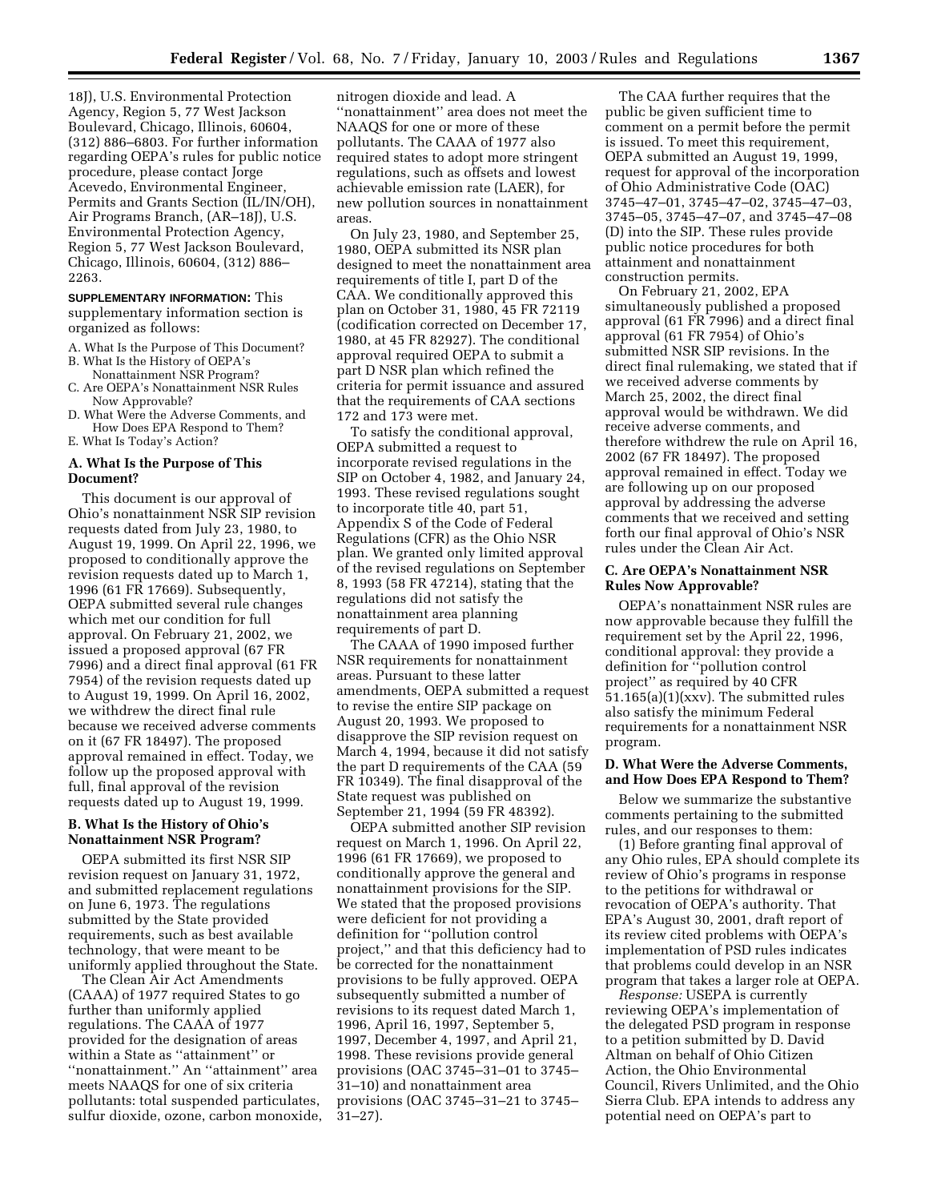18J), U.S. Environmental Protection Agency, Region 5, 77 West Jackson Boulevard, Chicago, Illinois, 60604, (312) 886–6803. For further information regarding OEPA's rules for public notice procedure, please contact Jorge Acevedo, Environmental Engineer, Permits and Grants Section (IL/IN/OH), Air Programs Branch, (AR–18J), U.S. Environmental Protection Agency, Region 5, 77 West Jackson Boulevard, Chicago, Illinois, 60604, (312) 886–2263.

**SUPPLEMENTARY INFORMATION:** This supplementary information section is organized as follows:

A. What Is the Purpose of This Document?
B. What Is the History of OEPA's Nonattainment NSR Program?
C. Are OEPA's Nonattainment NSR Rules Now Approvable?
D. What Were the Adverse Comments, and How Does EPA Respond to Them?
E. What Is Today's Action?

### A. What Is the Purpose of This Document?

This document is our approval of Ohio's nonattainment NSR SIP revision requests dated from July 23, 1980, to August 19, 1999. On April 22, 1996, we proposed to conditionally approve the revision requests dated up to March 1, 1996 (61 FR 17669). Subsequently, OEPA submitted several rule changes which met our condition for full approval. On February 21, 2002, we issued a proposed approval (67 FR 7996) and a direct final approval (61 FR 7954) of the revision requests dated up to August 19, 1999. On April 16, 2002, we withdrew the direct final rule because we received adverse comments on it (67 FR 18497). The proposed approval remained in effect. Today, we follow up the proposed approval with full, final approval of the revision requests dated up to August 19, 1999.

### B. What Is the History of Ohio's Nonattainment NSR Program?

OEPA submitted its first NSR SIP revision request on January 31, 1972, and submitted replacement regulations on June 6, 1973. The regulations submitted by the State provided requirements, such as best available technology, that were meant to be uniformly applied throughout the State.

The Clean Air Act Amendments (CAAA) of 1977 required States to go further than uniformly applied regulations. The CAAA of 1977 provided for the designation of areas within a State as ''attainment'' or ''nonattainment.'' An ''attainment'' area meets NAAQS for one of six criteria pollutants: total suspended particulates, sulfur dioxide, ozone, carbon monoxide, nitrogen dioxide and lead. A ''nonattainment'' area does not meet the NAAQS for one or more of these pollutants. The CAAA of 1977 also required states to adopt more stringent regulations, such as offsets and lowest achievable emission rate (LAER), for new pollution sources in nonattainment areas.

On July 23, 1980, and September 25, 1980, OEPA submitted its NSR plan designed to meet the nonattainment area requirements of title I, part D of the CAA. We conditionally approved this plan on October 31, 1980, 45 FR 72119 (codification corrected on December 17, 1980, at 45 FR 82927). The conditional approval required OEPA to submit a part D NSR plan which refined the criteria for permit issuance and assured that the requirements of CAA sections 172 and 173 were met.

To satisfy the conditional approval, OEPA submitted a request to incorporate revised regulations in the SIP on October 4, 1982, and January 24, 1993. These revised regulations sought to incorporate title 40, part 51, Appendix S of the Code of Federal Regulations (CFR) as the Ohio NSR plan. We granted only limited approval of the revised regulations on September 8, 1993 (58 FR 47214), stating that the regulations did not satisfy the nonattainment area planning requirements of part D.

The CAAA of 1990 imposed further NSR requirements for nonattainment areas. Pursuant to these latter amendments, OEPA submitted a request to revise the entire SIP package on August 20, 1993. We proposed to disapprove the SIP revision request on March 4, 1994, because it did not satisfy the part D requirements of the CAA (59 FR 10349). The final disapproval of the State request was published on September 21, 1994 (59 FR 48392).

OEPA submitted another SIP revision request on March 1, 1996. On April 22, 1996 (61 FR 17669), we proposed to conditionally approve the general and nonattainment provisions for the SIP. We stated that the proposed provisions were deficient for not providing a definition for ''pollution control project,'' and that this deficiency had to be corrected for the nonattainment provisions to be fully approved. OEPA subsequently submitted a number of revisions to its request dated March 1, 1996, April 16, 1997, September 5, 1997, December 4, 1997, and April 21, 1998. These revisions provide general provisions (OAC 3745–31–01 to 3745–31–10) and nonattainment area provisions (OAC 3745–31–21 to 3745–31–27).

The CAA further requires that the public be given sufficient time to comment on a permit before the permit is issued. To meet this requirement, OEPA submitted an August 19, 1999, request for approval of the incorporation of Ohio Administrative Code (OAC) 3745–47–01, 3745–47–02, 3745–47–03, 3745–05, 3745–47–07, and 3745–47–08 (D) into the SIP. These rules provide public notice procedures for both attainment and nonattainment construction permits.

On February 21, 2002, EPA simultaneously published a proposed approval (61 FR 7996) and a direct final approval (61 FR 7954) of Ohio's submitted NSR SIP revisions. In the direct final rulemaking, we stated that if we received adverse comments by March 25, 2002, the direct final approval would be withdrawn. We did receive adverse comments, and therefore withdrew the rule on April 16, 2002 (67 FR 18497). The proposed approval remained in effect. Today we are following up on our proposed approval by addressing the adverse comments that we received and setting forth our final approval of Ohio's NSR rules under the Clean Air Act.

### C. Are OEPA's Nonattainment NSR Rules Now Approvable?

OEPA's nonattainment NSR rules are now approvable because they fulfill the requirement set by the April 22, 1996, conditional approval: they provide a definition for ''pollution control project'' as required by 40 CFR 51.165(a)(1)(xxv). The submitted rules also satisfy the minimum Federal requirements for a nonattainment NSR program.

### D. What Were the Adverse Comments, and How Does EPA Respond to Them?

Below we summarize the substantive comments pertaining to the submitted rules, and our responses to them:

(1) Before granting final approval of any Ohio rules, EPA should complete its review of Ohio's programs in response to the petitions for withdrawal or revocation of OEPA's authority. That EPA's August 30, 2001, draft report of its review cited problems with OEPA's implementation of PSD rules indicates that problems could develop in an NSR program that takes a larger role at OEPA.

*Response:* USEPA is currently reviewing OEPA's implementation of the delegated PSD program in response to a petition submitted by D. David Altman on behalf of Ohio Citizen Action, the Ohio Environmental Council, Rivers Unlimited, and the Ohio Sierra Club. EPA intends to address any potential need on OEPA's part to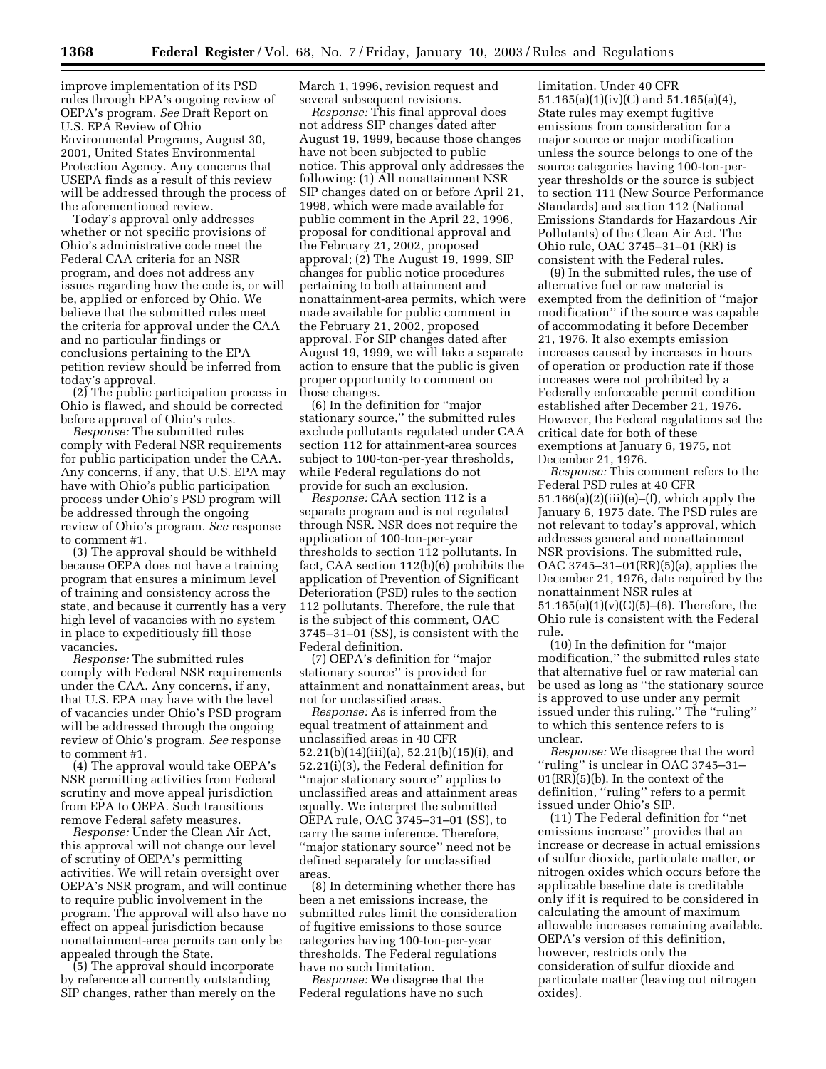improve implementation of its PSD rules through EPA's ongoing review of OEPA's program. *See* Draft Report on U.S. EPA Review of Ohio Environmental Programs, August 30, 2001, United States Environmental Protection Agency. Any concerns that USEPA finds as a result of this review will be addressed through the process of the aforementioned review.

Today's approval only addresses whether or not specific provisions of Ohio's administrative code meet the Federal CAA criteria for an NSR program, and does not address any issues regarding how the code is, or will be, applied or enforced by Ohio. We believe that the submitted rules meet the criteria for approval under the CAA and no particular findings or conclusions pertaining to the EPA petition review should be inferred from today's approval.

(2) The public participation process in Ohio is flawed, and should be corrected before approval of Ohio's rules.

*Response:* The submitted rules comply with Federal NSR requirements for public participation under the CAA. Any concerns, if any, that U.S. EPA may have with Ohio's public participation process under Ohio's PSD program will be addressed through the ongoing review of Ohio's program. *See* response to comment #1.

(3) The approval should be withheld because OEPA does not have a training program that ensures a minimum level of training and consistency across the state, and because it currently has a very high level of vacancies with no system in place to expeditiously fill those vacancies.

*Response:* The submitted rules comply with Federal NSR requirements under the CAA. Any concerns, if any, that U.S. EPA may have with the level of vacancies under Ohio's PSD program will be addressed through the ongoing review of Ohio's program. *See* response to comment #1.

(4) The approval would take OEPA's NSR permitting activities from Federal scrutiny and move appeal jurisdiction from EPA to OEPA. Such transitions remove Federal safety measures.

*Response:* Under the Clean Air Act, this approval will not change our level of scrutiny of OEPA's permitting activities. We will retain oversight over OEPA's NSR program, and will continue to require public involvement in the program. The approval will also have no effect on appeal jurisdiction because nonattainment-area permits can only be appealed through the State.

(5) The approval should incorporate by reference all currently outstanding SIP changes, rather than merely on the March 1, 1996, revision request and several subsequent revisions.

*Response:* This final approval does not address SIP changes dated after August 19, 1999, because those changes have not been subjected to public notice. This approval only addresses the following: (1) All nonattainment NSR SIP changes dated on or before April 21, 1998, which were made available for public comment in the April 22, 1996, proposal for conditional approval and the February 21, 2002, proposed approval; (2) The August 19, 1999, SIP changes for public notice procedures pertaining to both attainment and nonattainment-area permits, which were made available for public comment in the February 21, 2002, proposed approval. For SIP changes dated after August 19, 1999, we will take a separate action to ensure that the public is given proper opportunity to comment on those changes.

(6) In the definition for "major stationary source," the submitted rules exclude pollutants regulated under CAA section 112 for attainment-area sources subject to 100-ton-per-year thresholds, while Federal regulations do not provide for such an exclusion.

*Response:* CAA section 112 is a separate program and is not regulated through NSR. NSR does not require the application of 100-ton-per-year thresholds to section 112 pollutants. In fact, CAA section 112(b)(6) prohibits the application of Prevention of Significant Deterioration (PSD) rules to the section 112 pollutants. Therefore, the rule that is the subject of this comment, OAC 3745–31–01 (SS), is consistent with the Federal definition.

(7) OEPA's definition for "major stationary source" is provided for attainment and nonattainment areas, but not for unclassified areas.

*Response:* As is inferred from the equal treatment of attainment and unclassified areas in 40 CFR 52.21(b)(14)(iii)(a), 52.21(b)(15)(i), and 52.21(i)(3), the Federal definition for "major stationary source" applies to unclassified areas and attainment areas equally. We interpret the submitted OEPA rule, OAC 3745–31–01 (SS), to carry the same inference. Therefore, "major stationary source" need not be defined separately for unclassified areas.

(8) In determining whether there has been a net emissions increase, the submitted rules limit the consideration of fugitive emissions to those source categories having 100-ton-per-year thresholds. The Federal regulations have no such limitation.

*Response:* We disagree that the Federal regulations have no such limitation. Under 40 CFR 51.165(a)(1)(iv)(C) and 51.165(a)(4), State rules may exempt fugitive emissions from consideration for a major source or major modification unless the source belongs to one of the source categories having 100-ton-per-year thresholds or the source is subject to section 111 (New Source Performance Standards) and section 112 (National Emissions Standards for Hazardous Air Pollutants) of the Clean Air Act. The Ohio rule, OAC 3745–31–01 (RR) is consistent with the Federal rules.

(9) In the submitted rules, the use of alternative fuel or raw material is exempted from the definition of "major modification" if the source was capable of accommodating it before December 21, 1976. It also exempts emission increases caused by increases in hours of operation or production rate if those increases were not prohibited by a Federally enforceable permit condition established after December 21, 1976. However, the Federal regulations set the critical date for both of these exemptions at January 6, 1975, not December 21, 1976.

*Response:* This comment refers to the Federal PSD rules at 40 CFR 51.166(a)(2)(iii)(e)–(f), which apply the January 6, 1975 date. The PSD rules are not relevant to today's approval, which addresses general and nonattainment NSR provisions. The submitted rule, OAC 3745–31–01(RR)(5)(a), applies the December 21, 1976, date required by the nonattainment NSR rules at 51.165(a)(1)(v)(C)(5)–(6). Therefore, the Ohio rule is consistent with the Federal rule.

(10) In the definition for "major modification," the submitted rules state that alternative fuel or raw material can be used as long as "the stationary source is approved to use under any permit issued under this ruling." The "ruling" to which this sentence refers to is unclear.

*Response:* We disagree that the word "ruling" is unclear in OAC 3745–31–01(RR)(5)(b). In the context of the definition, "ruling" refers to a permit issued under Ohio's SIP.

(11) The Federal definition for "net emissions increase" provides that an increase or decrease in actual emissions of sulfur dioxide, particulate matter, or nitrogen oxides which occurs before the applicable baseline date is creditable only if it is required to be considered in calculating the amount of maximum allowable increases remaining available. OEPA's version of this definition, however, restricts only the consideration of sulfur dioxide and particulate matter (leaving out nitrogen oxides).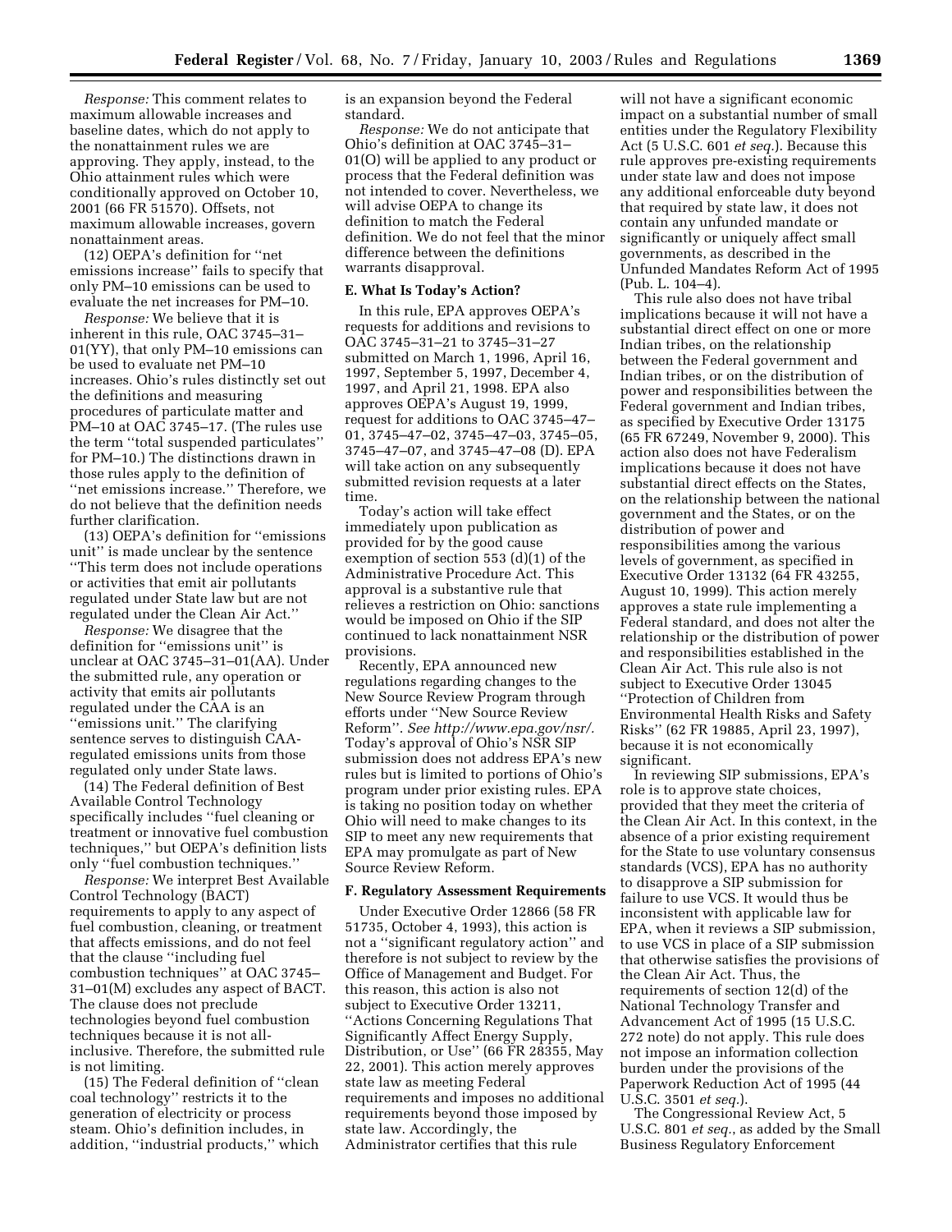*Response:* This comment relates to maximum allowable increases and baseline dates, which do not apply to the nonattainment rules we are approving. They apply, instead, to the Ohio attainment rules which were conditionally approved on October 10, 2001 (66 FR 51570). Offsets, not maximum allowable increases, govern nonattainment areas.

(12) OEPA's definition for "net emissions increase" fails to specify that only PM–10 emissions can be used to evaluate the net increases for PM–10.

*Response:* We believe that it is inherent in this rule, OAC 3745–31–01(YY), that only PM–10 emissions can be used to evaluate net PM–10 increases. Ohio's rules distinctly set out the definitions and measuring procedures of particulate matter and PM–10 at OAC 3745–17. (The rules use the term "total suspended particulates" for PM–10.) The distinctions drawn in those rules apply to the definition of "net emissions increase." Therefore, we do not believe that the definition needs further clarification.

(13) OEPA's definition for "emissions unit" is made unclear by the sentence "This term does not include operations or activities that emit air pollutants regulated under State law but are not regulated under the Clean Air Act."

*Response:* We disagree that the definition for "emissions unit" is unclear at OAC 3745–31–01(AA). Under the submitted rule, any operation or activity that emits air pollutants regulated under the CAA is an "emissions unit." The clarifying sentence serves to distinguish CAA-regulated emissions units from those regulated only under State laws.

(14) The Federal definition of Best Available Control Technology specifically includes "fuel cleaning or treatment or innovative fuel combustion techniques," but OEPA's definition lists only "fuel combustion techniques."

*Response:* We interpret Best Available Control Technology (BACT) requirements to apply to any aspect of fuel combustion, cleaning, or treatment that affects emissions, and do not feel that the clause "including fuel combustion techniques" at OAC 3745–31–01(M) excludes any aspect of BACT. The clause does not preclude technologies beyond fuel combustion techniques because it is not all-inclusive. Therefore, the submitted rule is not limiting.

(15) The Federal definition of "clean coal technology" restricts it to the generation of electricity or process steam. Ohio's definition includes, in addition, "industrial products," which is an expansion beyond the Federal standard.

*Response:* We do not anticipate that Ohio's definition at OAC 3745–31–01(O) would be applied to any product or process that the Federal definition was not intended to cover. Nevertheless, we will advise OEPA to change its definition to match the Federal definition. We do not feel that the minor difference between the definitions warrants disapproval.

### E. What Is Today's Action?

In this rule, EPA approves OEPA's requests for additions and revisions to OAC 3745–31–21 to 3745–31–27 submitted on March 1, 1996, April 16, 1997, September 5, 1997, December 4, 1997, and April 21, 1998. EPA also approves OEPA's August 19, 1999, request for additions to OAC 3745–47–01, 3745–47–02, 3745–47–03, 3745–05, 3745–47–07, and 3745–47–08 (D). EPA will take action on any subsequently submitted revision requests at a later time.

Today's action will take effect immediately upon publication as provided for by the good cause exemption of section 553 (d)(1) of the Administrative Procedure Act. This approval is a substantive rule that relieves a restriction on Ohio: sanctions would be imposed on Ohio if the SIP continued to lack nonattainment NSR provisions.

Recently, EPA announced new regulations regarding changes to the New Source Review Program through efforts under "New Source Review Reform". *See http://www.epa.gov/nsr/.* Today's approval of Ohio's NSR SIP submission does not address EPA's new rules but is limited to portions of Ohio's program under prior existing rules. EPA is taking no position today on whether Ohio will need to make changes to its SIP to meet any new requirements that EPA may promulgate as part of New Source Review Reform.

### F. Regulatory Assessment Requirements

Under Executive Order 12866 (58 FR 51735, October 4, 1993), this action is not a "significant regulatory action" and therefore is not subject to review by the Office of Management and Budget. For this reason, this action is also not subject to Executive Order 13211, "Actions Concerning Regulations That Significantly Affect Energy Supply, Distribution, or Use" (66 FR 28355, May 22, 2001). This action merely approves state law as meeting Federal requirements and imposes no additional requirements beyond those imposed by state law. Accordingly, the Administrator certifies that this rule will not have a significant economic impact on a substantial number of small entities under the Regulatory Flexibility Act (5 U.S.C. 601 *et seq.*). Because this rule approves pre-existing requirements under state law and does not impose any additional enforceable duty beyond that required by state law, it does not contain any unfunded mandate or significantly or uniquely affect small governments, as described in the Unfunded Mandates Reform Act of 1995 (Pub. L. 104–4).

This rule also does not have tribal implications because it will not have a substantial direct effect on one or more Indian tribes, on the relationship between the Federal government and Indian tribes, or on the distribution of power and responsibilities between the Federal government and Indian tribes, as specified by Executive Order 13175 (65 FR 67249, November 9, 2000). This action also does not have Federalism implications because it does not have substantial direct effects on the States, on the relationship between the national government and the States, or on the distribution of power and responsibilities among the various levels of government, as specified in Executive Order 13132 (64 FR 43255, August 10, 1999). This action merely approves a state rule implementing a Federal standard, and does not alter the relationship or the distribution of power and responsibilities established in the Clean Air Act. This rule also is not subject to Executive Order 13045 "Protection of Children from Environmental Health Risks and Safety Risks" (62 FR 19885, April 23, 1997), because it is not economically significant.

In reviewing SIP submissions, EPA's role is to approve state choices, provided that they meet the criteria of the Clean Air Act. In this context, in the absence of a prior existing requirement for the State to use voluntary consensus standards (VCS), EPA has no authority to disapprove a SIP submission for failure to use VCS. It would thus be inconsistent with applicable law for EPA, when it reviews a SIP submission, to use VCS in place of a SIP submission that otherwise satisfies the provisions of the Clean Air Act. Thus, the requirements of section 12(d) of the National Technology Transfer and Advancement Act of 1995 (15 U.S.C. 272 note) do not apply. This rule does not impose an information collection burden under the provisions of the Paperwork Reduction Act of 1995 (44 U.S.C. 3501 *et seq.*).

The Congressional Review Act, 5 U.S.C. 801 *et seq.*, as added by the Small Business Regulatory Enforcement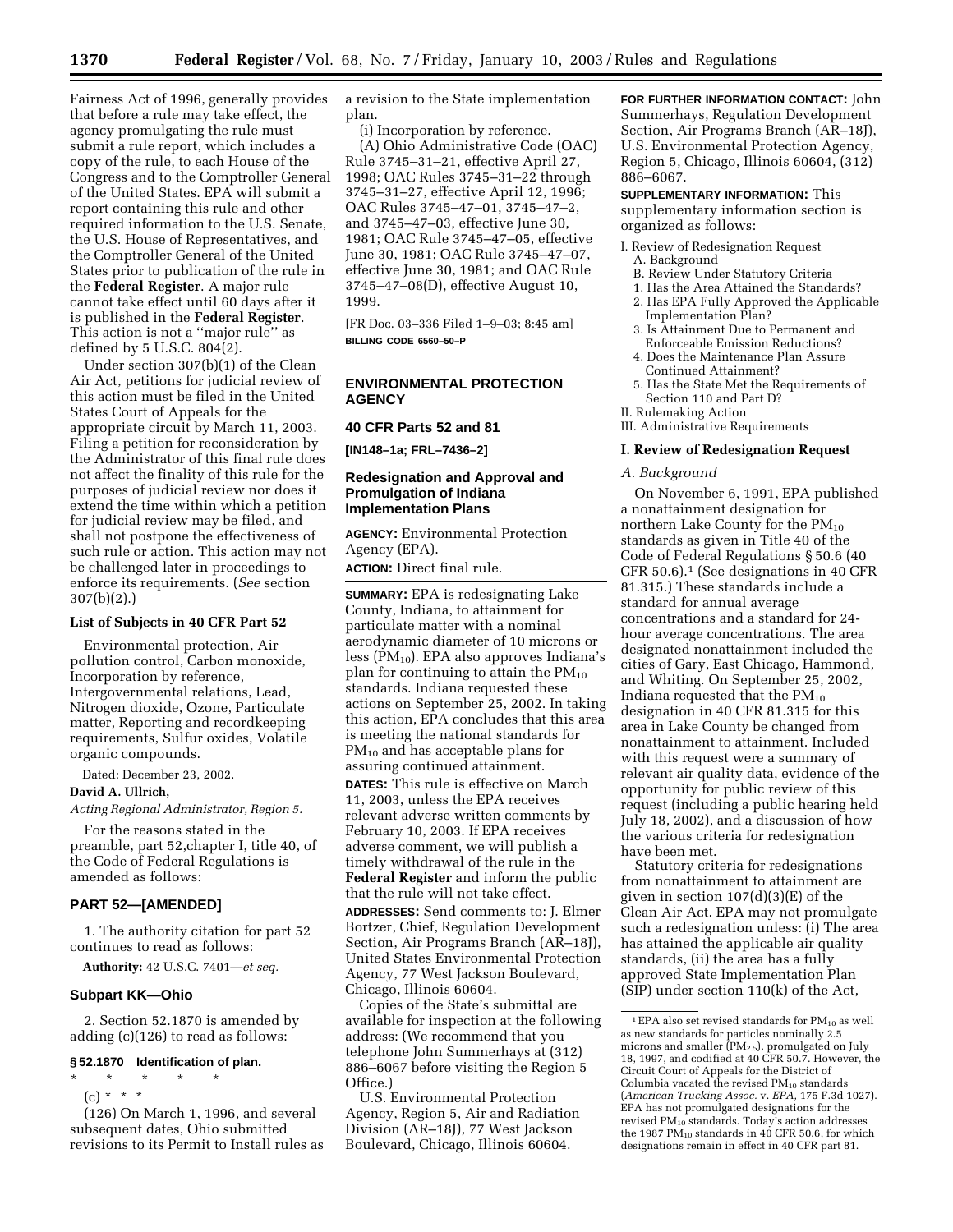Fairness Act of 1996, generally provides that before a rule may take effect, the agency promulgating the rule must submit a rule report, which includes a copy of the rule, to each House of the Congress and to the Comptroller General of the United States. EPA will submit a report containing this rule and other required information to the U.S. Senate, the U.S. House of Representatives, and the Comptroller General of the United States prior to publication of the rule in the **Federal Register**. A major rule cannot take effect until 60 days after it is published in the **Federal Register**. This action is not a ''major rule'' as defined by 5 U.S.C. 804(2).

Under section 307(b)(1) of the Clean Air Act, petitions for judicial review of this action must be filed in the United States Court of Appeals for the appropriate circuit by March 11, 2003. Filing a petition for reconsideration by the Administrator of this final rule does not affect the finality of this rule for the purposes of judicial review nor does it extend the time within which a petition for judicial review may be filed, and shall not postpone the effectiveness of such rule or action. This action may not be challenged later in proceedings to enforce its requirements. (*See* section 307(b)(2).)

**List of Subjects in 40 CFR Part 52**

Environmental protection, Air pollution control, Carbon monoxide, Incorporation by reference, Intergovernmental relations, Lead, Nitrogen dioxide, Ozone, Particulate matter, Reporting and recordkeeping requirements, Sulfur oxides, Volatile organic compounds.

Dated: December 23, 2002.

**David A. Ullrich,**

*Acting Regional Administrator, Region 5.*

For the reasons stated in the preamble, part 52,chapter I, title 40, of the Code of Federal Regulations is amended as follows:

## PART 52—[AMENDED]

1. The authority citation for part 52 continues to read as follows:

**Authority:** 42 U.S.C. 7401—*et seq.*

### Subpart KK—Ohio

2. Section 52.1870 is amended by adding (c)(126) to read as follows:

**§ 52.1870 Identification of plan.**

\* \* \* \* \*

(c) \* \* \*

(126) On March 1, 1996, and several subsequent dates, Ohio submitted revisions to its Permit to Install rules as a revision to the State implementation plan.

(i) Incorporation by reference.

(A) Ohio Administrative Code (OAC) Rule 3745–31–21, effective April 27, 1998; OAC Rules 3745–31–22 through 3745–31–27, effective April 12, 1996; OAC Rules 3745–47–01, 3745–47–2, and 3745–47–03, effective June 30, 1981; OAC Rule 3745–47–05, effective June 30, 1981; OAC Rule 3745–47–07, effective June 30, 1981; and OAC Rule 3745–47–08(D), effective August 10, 1999.

[FR Doc. 03–336 Filed 1–9–03; 8:45 am]

**BILLING CODE 6560–50–P**

---

## ENVIRONMENTAL PROTECTION AGENCY

**40 CFR Parts 52 and 81**

**[IN148–1a; FRL–7436–2]**

## Redesignation and Approval and Promulgation of Indiana Implementation Plans

**AGENCY:** Environmental Protection Agency (EPA).

**ACTION:** Direct final rule.

**SUMMARY:** EPA is redesignating Lake County, Indiana, to attainment for particulate matter with a nominal aerodynamic diameter of 10 microns or less ($PM_{10}$). EPA also approves Indiana's plan for continuing to attain the $PM_{10}$ standards. Indiana requested these actions on September 25, 2002. In taking this action, EPA concludes that this area is meeting the national standards for $PM_{10}$ and has acceptable plans for assuring continued attainment.

**DATES:** This rule is effective on March 11, 2003, unless the EPA receives relevant adverse written comments by February 10, 2003. If EPA receives adverse comment, we will publish a timely withdrawal of the rule in the **Federal Register** and inform the public that the rule will not take effect.

**ADDRESSES:** Send comments to: J. Elmer Bortzer, Chief, Regulation Development Section, Air Programs Branch (AR–18J), United States Environmental Protection Agency, 77 West Jackson Boulevard, Chicago, Illinois 60604.

Copies of the State's submittal are available for inspection at the following address: (We recommend that you telephone John Summerhays at (312) 886–6067 before visiting the Region 5 Office.)

U.S. Environmental Protection Agency, Region 5, Air and Radiation Division (AR–18J), 77 West Jackson Boulevard, Chicago, Illinois 60604.

**FOR FURTHER INFORMATION CONTACT:** John Summerhays, Regulation Development Section, Air Programs Branch (AR–18J), U.S. Environmental Protection Agency, Region 5, Chicago, Illinois 60604, (312) 886–6067.

**SUPPLEMENTARY INFORMATION:** This supplementary information section is organized as follows:

I. Review of Redesignation Request
  A. Background
  B. Review Under Statutory Criteria
  1. Has the Area Attained the Standards?
  2. Has EPA Fully Approved the Applicable Implementation Plan?
  3. Is Attainment Due to Permanent and Enforceable Emission Reductions?
  4. Does the Maintenance Plan Assure Continued Attainment?
  5. Has the State Met the Requirements of Section 110 and Part D?
II. Rulemaking Action
III. Administrative Requirements

### I. Review of Redesignation Request

*A. Background*

On November 6, 1991, EPA published a nonattainment designation for northern Lake County for the $PM_{10}$ standards as given in Title 40 of the Code of Federal Regulations § 50.6 (40 CFR 50.6).[1] (See designations in 40 CFR 81.315.) These standards include a standard for annual average concentrations and a standard for 24-hour average concentrations. The area designated nonattainment included the cities of Gary, East Chicago, Hammond, and Whiting. On September 25, 2002, Indiana requested that the $PM_{10}$ designation in 40 CFR 81.315 for this area in Lake County be changed from nonattainment to attainment. Included with this request were a summary of relevant air quality data, evidence of the opportunity for public review of this request (including a public hearing held July 18, 2002), and a discussion of how the various criteria for redesignation have been met.

Statutory criteria for redesignations from nonattainment to attainment are given in section 107(d)(3)(E) of the Clean Air Act. EPA may not promulgate such a redesignation unless: (i) The area has attained the applicable air quality standards, (ii) the area has a fully approved State Implementation Plan (SIP) under section 110(k) of the Act,

[1] EPA also set revised standards for $PM_{10}$ as well as new standards for particles nominally 2.5 microns and smaller ($PM_{2.5}$), promulgated on July 18, 1997, and codified at 40 CFR 50.7. However, the Circuit Court of Appeals for the District of Columbia vacated the revised $PM_{10}$ standards (*American Trucking Assoc.* v. *EPA,* 175 F.3d 1027). EPA has not promulgated designations for the revised $PM_{10}$ standards. Today's action addresses the 1987 $PM_{10}$ standards in 40 CFR 50.6, for which designations remain in effect in 40 CFR part 81.